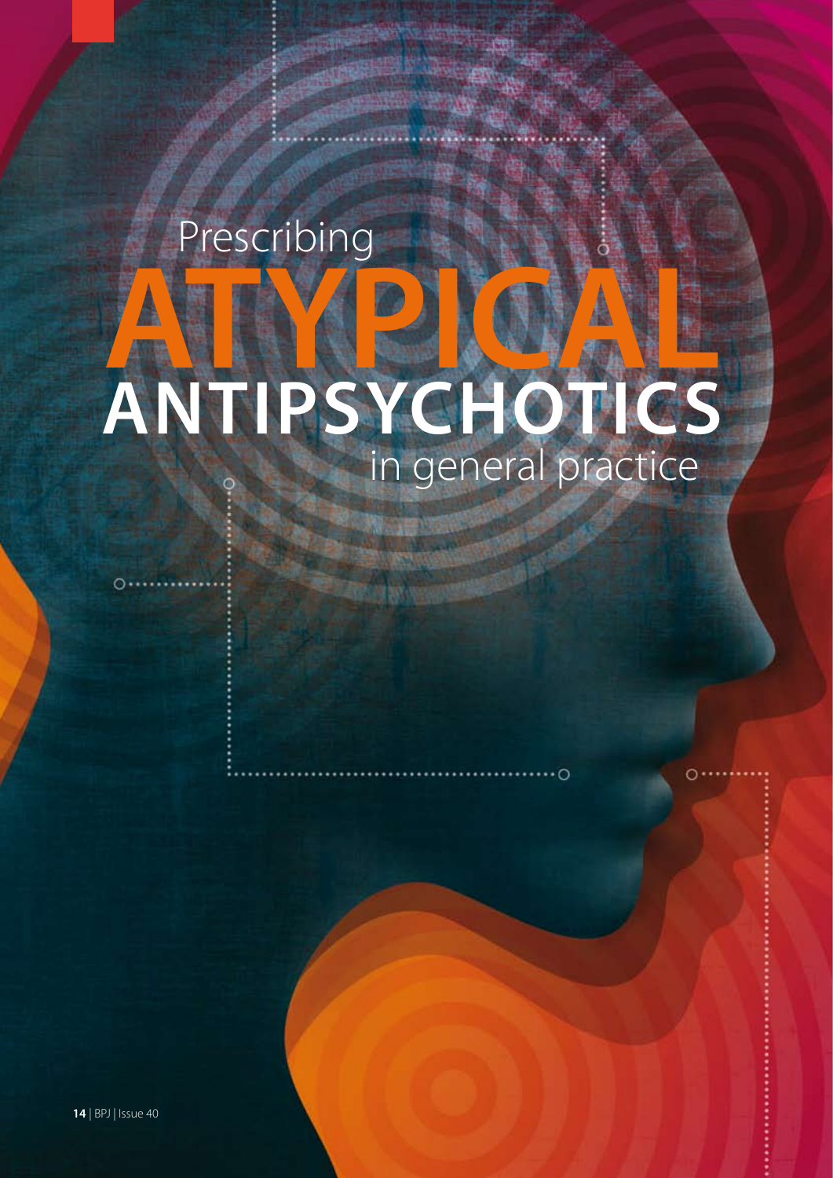# Prescribing ATYPICAL ANTIPSYCHOTICS in general practice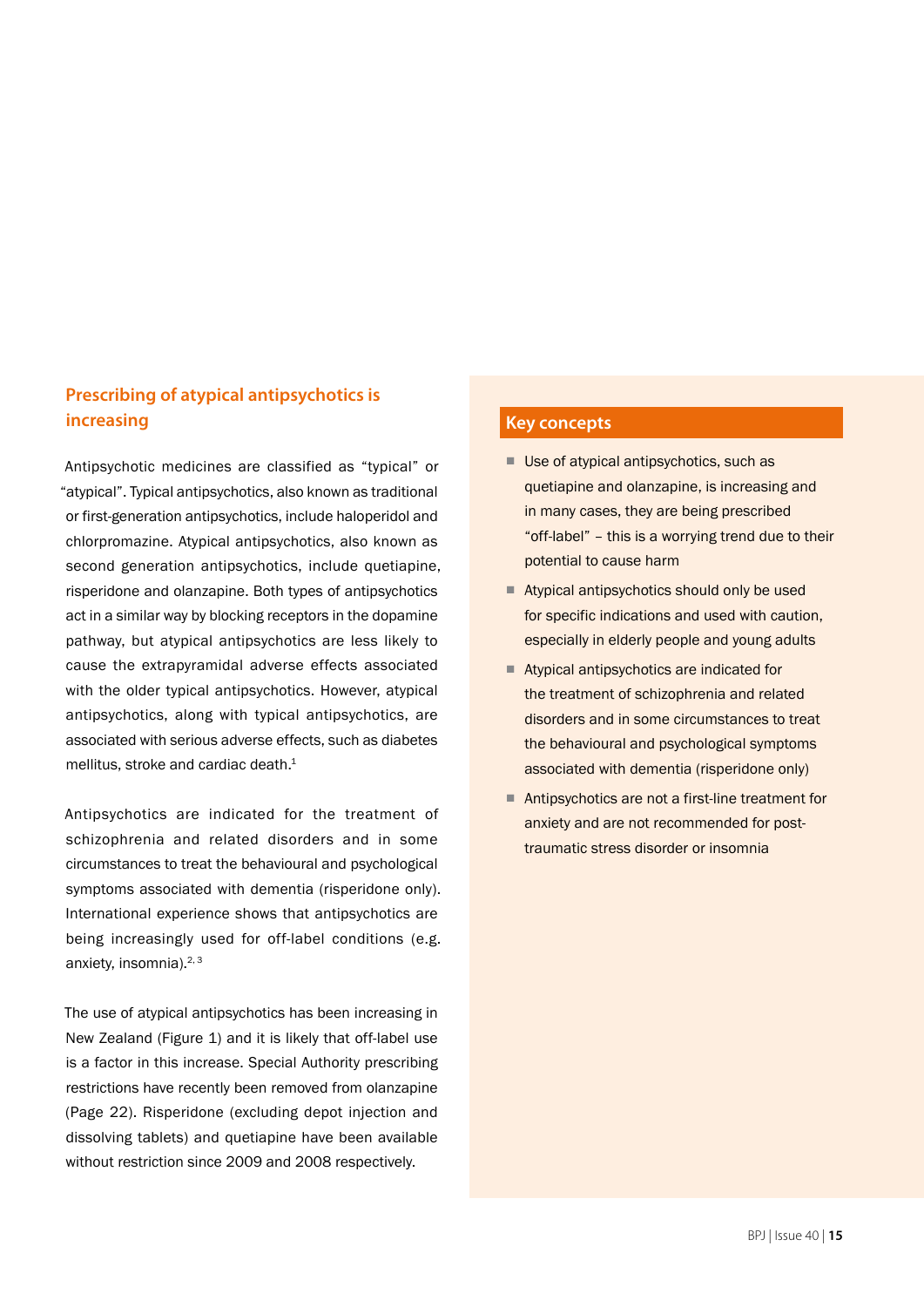## Prescribing of atypical antipsychotics is increasing

Antipsychotic medicines are classified as "typical" or "atypical". Typical antipsychotics, also known as traditional or first-generation antipsychotics, include haloperidol and chlorpromazine. Atypical antipsychotics, also known as second generation antipsychotics, include quetiapine, risperidone and olanzapine. Both types of antipsychotics act in a similar way by blocking receptors in the dopamine pathway, but atypical antipsychotics are less likely to cause the extrapyramidal adverse effects associated with the older typical antipsychotics. However, atypical antipsychotics, along with typical antipsychotics, are associated with serious adverse effects, such as diabetes mellitus, stroke and cardiac death.[1]

Antipsychotics are indicated for the treatment of schizophrenia and related disorders and in some circumstances to treat the behavioural and psychological symptoms associated with dementia (risperidone only). International experience shows that antipsychotics are being increasingly used for off-label conditions (e.g. anxiety, insomnia).[2, 3]

The use of atypical antipsychotics has been increasing in New Zealand (Figure 1) and it is likely that off-label use is a factor in this increase. Special Authority prescribing restrictions have recently been removed from olanzapine (Page 22). Risperidone (excluding depot injection and dissolving tablets) and quetiapine have been available without restriction since 2009 and 2008 respectively.

### Key concepts

- Use of atypical antipsychotics, such as quetiapine and olanzapine, is increasing and in many cases, they are being prescribed "off-label" – this is a worrying trend due to their potential to cause harm
- Atypical antipsychotics should only be used for specific indications and used with caution, especially in elderly people and young adults
- Atypical antipsychotics are indicated for the treatment of schizophrenia and related disorders and in some circumstances to treat the behavioural and psychological symptoms associated with dementia (risperidone only)
- Antipsychotics are not a first-line treatment for anxiety and are not recommended for post-traumatic stress disorder or insomnia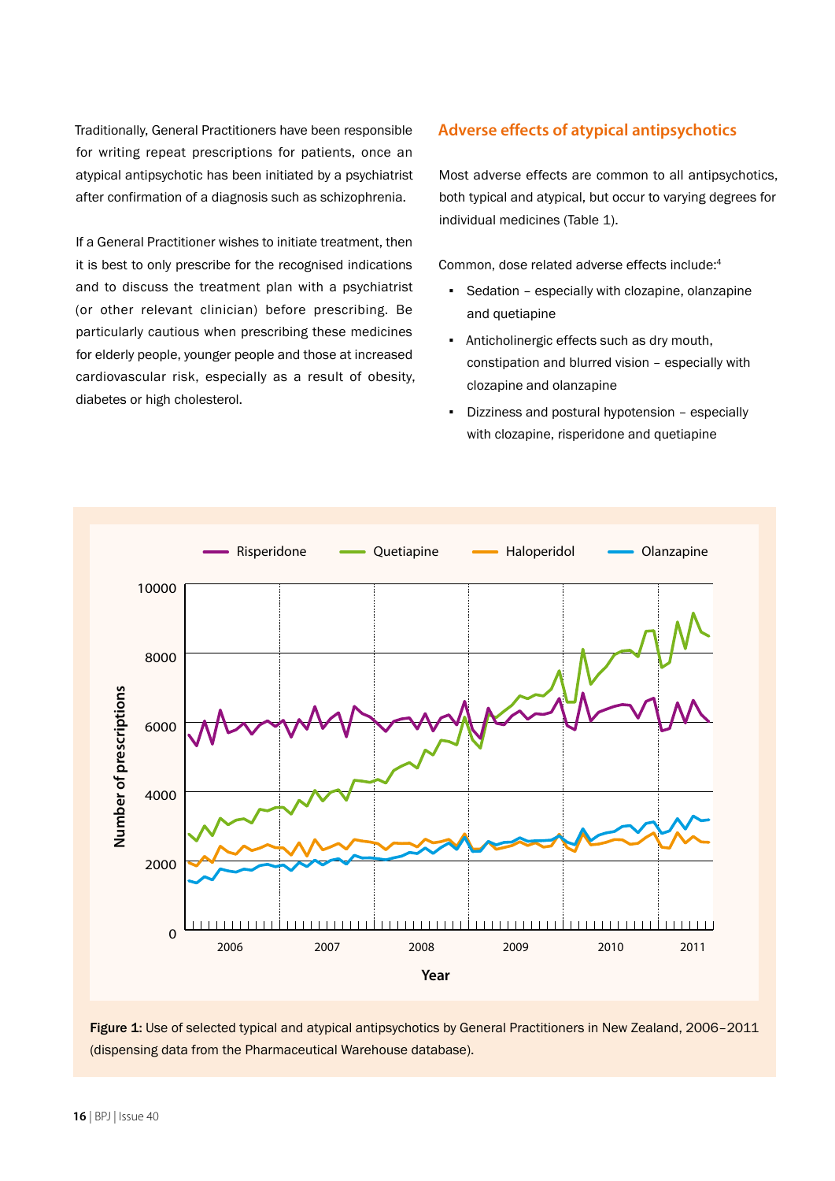Traditionally, General Practitioners have been responsible for writing repeat prescriptions for patients, once an atypical antipsychotic has been initiated by a psychiatrist after confirmation of a diagnosis such as schizophrenia.

If a General Practitioner wishes to initiate treatment, then it is best to only prescribe for the recognised indications and to discuss the treatment plan with a psychiatrist (or other relevant clinician) before prescribing. Be particularly cautious when prescribing these medicines for elderly people, younger people and those at increased cardiovascular risk, especially as a result of obesity, diabetes or high cholesterol.

## Adverse effects of atypical antipsychotics

Most adverse effects are common to all antipsychotics, both typical and atypical, but occur to varying degrees for individual medicines (Table 1).

Common, dose related adverse effects include:[4]

- Sedation – especially with clozapine, olanzapine and quetiapine
- Anticholinergic effects such as dry mouth, constipation and blurred vision – especially with clozapine and olanzapine
- Dizziness and postural hypotension – especially with clozapine, risperidone and quetiapine

**Figure 1:** Use of selected typical and atypical antipsychotics by General Practitioners in New Zealand, 2006–2011 (dispensing data from the Pharmaceutical Warehouse database).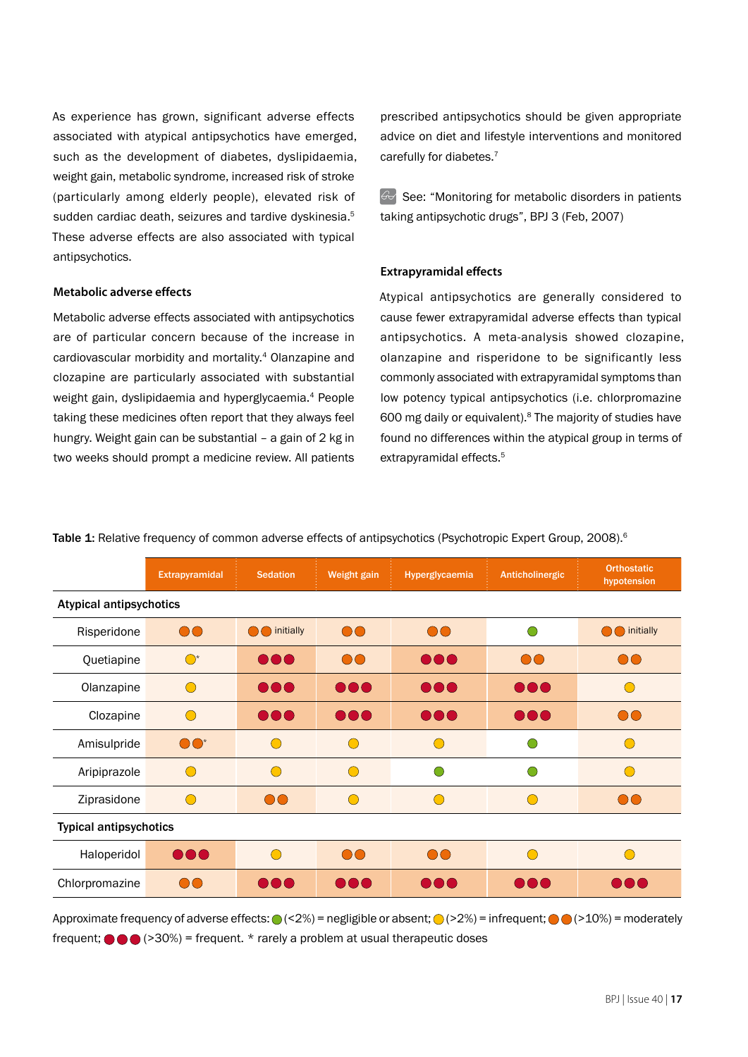As experience has grown, significant adverse effects associated with atypical antipsychotics have emerged, such as the development of diabetes, dyslipidaemia, weight gain, metabolic syndrome, increased risk of stroke (particularly among elderly people), elevated risk of sudden cardiac death, seizures and tardive dyskinesia.[5] These adverse effects are also associated with typical antipsychotics.

### Metabolic adverse effects

Metabolic adverse effects associated with antipsychotics are of particular concern because of the increase in cardiovascular morbidity and mortality.[4] Olanzapine and clozapine are particularly associated with substantial weight gain, dyslipidaemia and hyperglycaemia.[4] People taking these medicines often report that they always feel hungry. Weight gain can be substantial – a gain of 2 kg in two weeks should prompt a medicine review. All patients prescribed antipsychotics should be given appropriate advice on diet and lifestyle interventions and monitored carefully for diabetes.[7]

See: "Monitoring for metabolic disorders in patients taking antipsychotic drugs", BPJ 3 (Feb, 2007)

### Extrapyramidal effects

Atypical antipsychotics are generally considered to cause fewer extrapyramidal adverse effects than typical antipsychotics. A meta-analysis showed clozapine, olanzapine and risperidone to be significantly less commonly associated with extrapyramidal symptoms than low potency typical antipsychotics (i.e. chlorpromazine 600 mg daily or equivalent).[8] The majority of studies have found no differences within the atypical group in terms of extrapyramidal effects.[5]

**Table 1:** Relative frequency of common adverse effects of antipsychotics (Psychotropic Expert Group, 2008).[6]

| | Extrapyramidal | Sedation | Weight gain | Hyperglycaemia | Anticholinergic | Orthostatic hypotension |
|---|---|---|---|---|---|---|
| **Atypical antipsychotics** | | | | | | |
| Risperidone | 🟠🟠 | 🟠🟠 initially | 🟠🟠 | 🟠🟠 | 🟢 | 🟠🟠 initially |
| Quetiapine | 🟡* | 🔴🔴🔴 | 🟠🟠 | 🔴🔴🔴 | 🟠🟠 | 🟠🟠 |
| Olanzapine | 🟡 | 🔴🔴🔴 | 🔴🔴🔴 | 🔴🔴🔴 | 🔴🔴🔴 | 🟡 |
| Clozapine | 🟡 | 🔴🔴🔴 | 🔴🔴🔴 | 🔴🔴🔴 | 🔴🔴🔴 | 🟠🟠 |
| Amisulpride | 🟠🟠* | 🟡 | 🟡 | 🟡 | 🟢 | 🟡 |
| Aripiprazole | 🟡 | 🟡 | 🟡 | 🟢 | 🟢 | 🟡 |
| Ziprasidone | 🟡 | 🟠🟠 | 🟡 | 🟡 | 🟡 | 🟠🟠 |
| **Typical antipsychotics** | | | | | | |
| Haloperidol | 🔴🔴🔴 | 🟡 | 🟠🟠 | 🟠🟠 | 🟡 | 🟡 |
| Chlorpromazine | 🟠🟠 | 🔴🔴🔴 | 🔴🔴🔴 | 🔴🔴🔴 | 🔴🔴🔴 | 🔴🔴🔴 |

Approximate frequency of adverse effects: 🟢 (<2%) = negligible or absent; 🟡 (>2%) = infrequent; 🟠🟠 (>10%) = moderately frequent; 🔴🔴🔴 (>30%) = frequent. * rarely a problem at usual therapeutic doses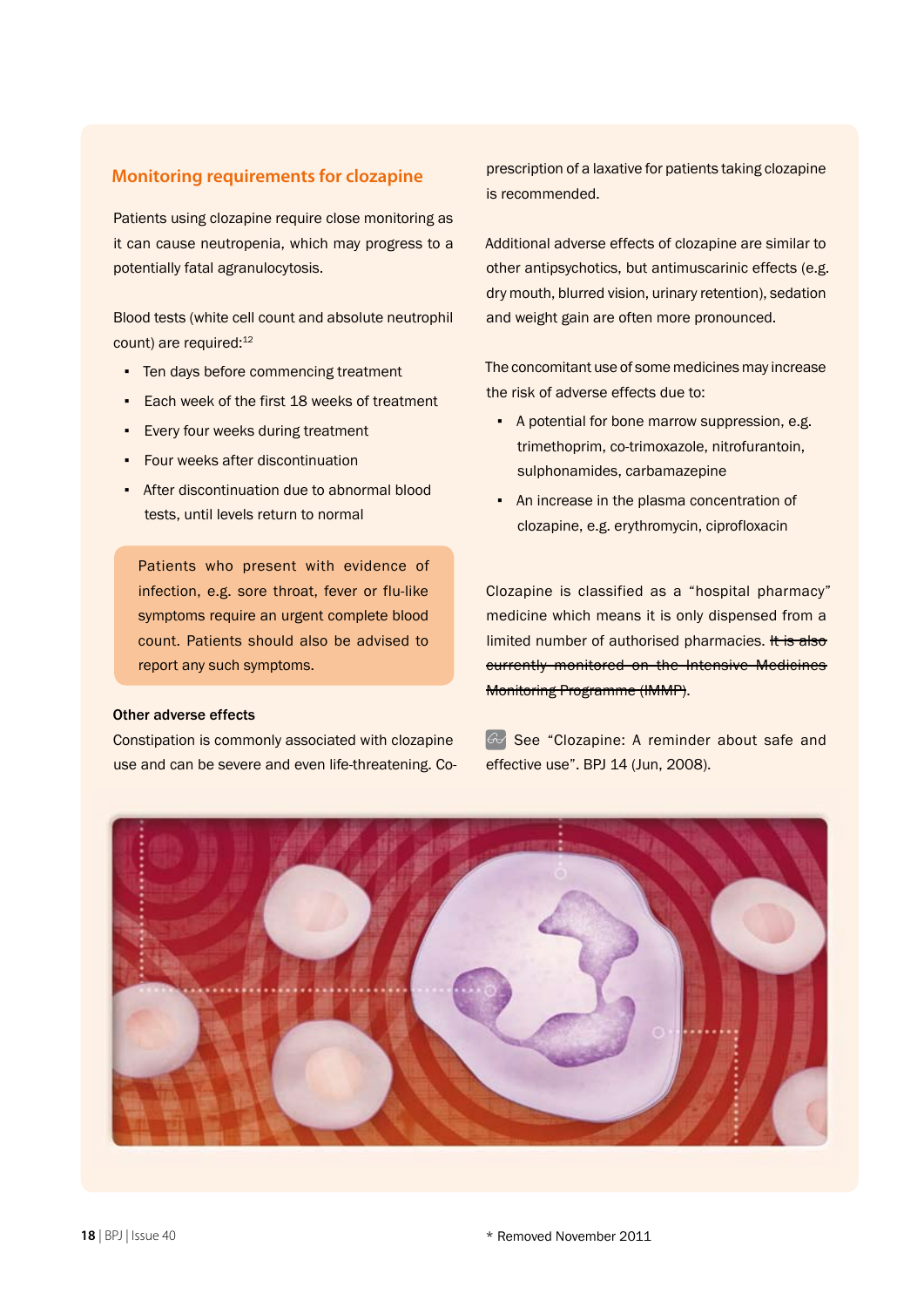## Monitoring requirements for clozapine

Patients using clozapine require close monitoring as it can cause neutropenia, which may progress to a potentially fatal agranulocytosis.

Blood tests (white cell count and absolute neutrophil count) are required:[12]

- Ten days before commencing treatment
- Each week of the first 18 weeks of treatment
- Every four weeks during treatment
- Four weeks after discontinuation
- After discontinuation due to abnormal blood tests, until levels return to normal

Patients who present with evidence of infection, e.g. sore throat, fever or flu-like symptoms require an urgent complete blood count. Patients should also be advised to report any such symptoms.

### Other adverse effects

Constipation is commonly associated with clozapine use and can be severe and even life-threatening. Co-prescription of a laxative for patients taking clozapine is recommended.

Additional adverse effects of clozapine are similar to other antipsychotics, but antimuscarinic effects (e.g. dry mouth, blurred vision, urinary retention), sedation and weight gain are often more pronounced.

The concomitant use of some medicines may increase the risk of adverse effects due to:

- A potential for bone marrow suppression, e.g. trimethoprim, co-trimoxazole, nitrofurantoin, sulphonamides, carbamazepine
- An increase in the plasma concentration of clozapine, e.g. erythromycin, ciprofloxacin

Clozapine is classified as a "hospital pharmacy" medicine which means it is only dispensed from a limited number of authorised pharmacies. ~~It is also currently monitored on the Intensive Medicines Monitoring Programme (IMMP)~~.

See "Clozapine: A reminder about safe and effective use". BPJ 14 (Jun, 2008).

\* Removed November 2011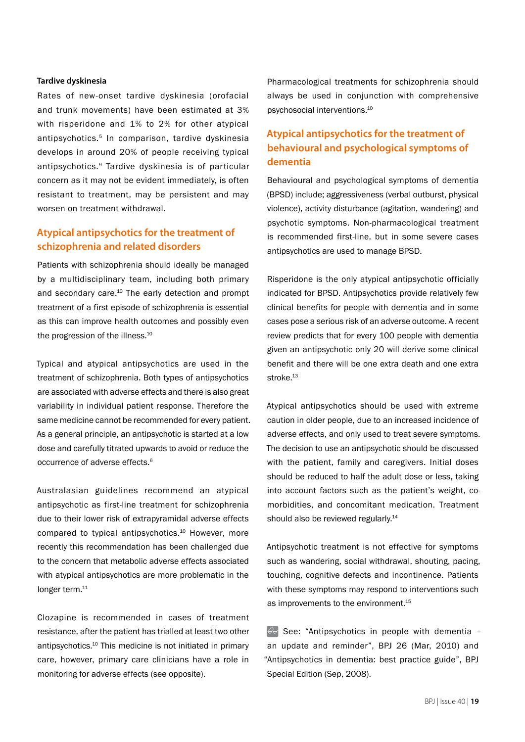### Tardive dyskinesia

Rates of new-onset tardive dyskinesia (orofacial and trunk movements) have been estimated at 3% with risperidone and 1% to 2% for other atypical antipsychotics.[5] In comparison, tardive dyskinesia develops in around 20% of people receiving typical antipsychotics.[9] Tardive dyskinesia is of particular concern as it may not be evident immediately, is often resistant to treatment, may be persistent and may worsen on treatment withdrawal.

## Atypical antipsychotics for the treatment of schizophrenia and related disorders

Patients with schizophrenia should ideally be managed by a multidisciplinary team, including both primary and secondary care.[10] The early detection and prompt treatment of a first episode of schizophrenia is essential as this can improve health outcomes and possibly even the progression of the illness.[10]

Typical and atypical antipsychotics are used in the treatment of schizophrenia. Both types of antipsychotics are associated with adverse effects and there is also great variability in individual patient response. Therefore the same medicine cannot be recommended for every patient. As a general principle, an antipsychotic is started at a low dose and carefully titrated upwards to avoid or reduce the occurrence of adverse effects.[6]

Australasian guidelines recommend an atypical antipsychotic as first-line treatment for schizophrenia due to their lower risk of extrapyramidal adverse effects compared to typical antipsychotics.[10] However, more recently this recommendation has been challenged due to the concern that metabolic adverse effects associated with atypical antipsychotics are more problematic in the longer term.[11]

Clozapine is recommended in cases of treatment resistance, after the patient has trialled at least two other antipsychotics.[10] This medicine is not initiated in primary care, however, primary care clinicians have a role in monitoring for adverse effects (see opposite).

Pharmacological treatments for schizophrenia should always be used in conjunction with comprehensive psychosocial interventions.[10]

## Atypical antipsychotics for the treatment of behavioural and psychological symptoms of dementia

Behavioural and psychological symptoms of dementia (BPSD) include; aggressiveness (verbal outburst, physical violence), activity disturbance (agitation, wandering) and psychotic symptoms. Non-pharmacological treatment is recommended first-line, but in some severe cases antipsychotics are used to manage BPSD.

Risperidone is the only atypical antipsychotic officially indicated for BPSD. Antipsychotics provide relatively few clinical benefits for people with dementia and in some cases pose a serious risk of an adverse outcome. A recent review predicts that for every 100 people with dementia given an antipsychotic only 20 will derive some clinical benefit and there will be one extra death and one extra stroke.[13]

Atypical antipsychotics should be used with extreme caution in older people, due to an increased incidence of adverse effects, and only used to treat severe symptoms. The decision to use an antipsychotic should be discussed with the patient, family and caregivers. Initial doses should be reduced to half the adult dose or less, taking into account factors such as the patient's weight, co-morbidities, and concomitant medication. Treatment should also be reviewed regularly.[14]

Antipsychotic treatment is not effective for symptoms such as wandering, social withdrawal, shouting, pacing, touching, cognitive defects and incontinence. Patients with these symptoms may respond to interventions such as improvements to the environment.[15]

See: "Antipsychotics in people with dementia – an update and reminder", BPJ 26 (Mar, 2010) and "Antipsychotics in dementia: best practice guide", BPJ Special Edition (Sep, 2008).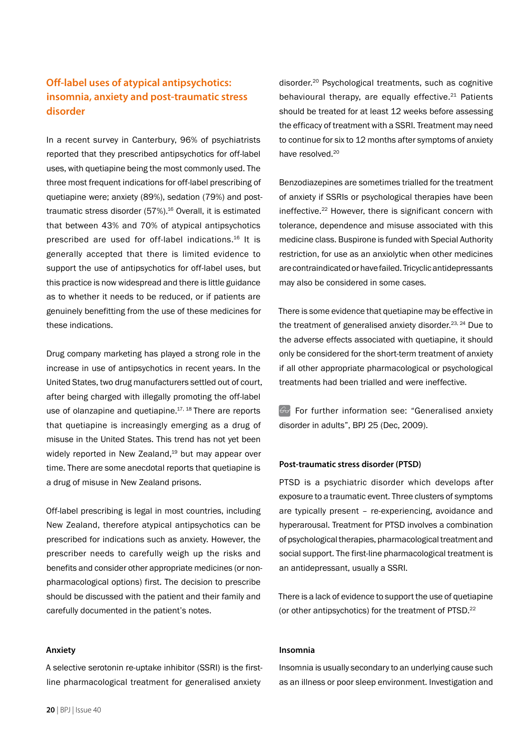## Off-label uses of atypical antipsychotics: insomnia, anxiety and post-traumatic stress disorder

In a recent survey in Canterbury, 96% of psychiatrists reported that they prescribed antipsychotics for off-label uses, with quetiapine being the most commonly used. The three most frequent indications for off-label prescribing of quetiapine were; anxiety (89%), sedation (79%) and post-traumatic stress disorder (57%).[16] Overall, it is estimated that between 43% and 70% of atypical antipsychotics prescribed are used for off-label indications.[16] It is generally accepted that there is limited evidence to support the use of antipsychotics for off-label uses, but this practice is now widespread and there is little guidance as to whether it needs to be reduced, or if patients are genuinely benefitting from the use of these medicines for these indications.

Drug company marketing has played a strong role in the increase in use of antipsychotics in recent years. In the United States, two drug manufacturers settled out of court, after being charged with illegally promoting the off-label use of olanzapine and quetiapine.[17, 18] There are reports that quetiapine is increasingly emerging as a drug of misuse in the United States. This trend has not yet been widely reported in New Zealand,[19] but may appear over time. There are some anecdotal reports that quetiapine is a drug of misuse in New Zealand prisons.

Off-label prescribing is legal in most countries, including New Zealand, therefore atypical antipsychotics can be prescribed for indications such as anxiety. However, the prescriber needs to carefully weigh up the risks and benefits and consider other appropriate medicines (or non-pharmacological options) first. The decision to prescribe should be discussed with the patient and their family and carefully documented in the patient's notes.

### Anxiety

A selective serotonin re-uptake inhibitor (SSRI) is the first-line pharmacological treatment for generalised anxiety disorder.[20] Psychological treatments, such as cognitive behavioural therapy, are equally effective.[21] Patients should be treated for at least 12 weeks before assessing the efficacy of treatment with a SSRI. Treatment may need to continue for six to 12 months after symptoms of anxiety have resolved.[20]

Benzodiazepines are sometimes trialled for the treatment of anxiety if SSRIs or psychological therapies have been ineffective.[22] However, there is significant concern with tolerance, dependence and misuse associated with this medicine class. Buspirone is funded with Special Authority restriction, for use as an anxiolytic when other medicines are contraindicated or have failed. Tricyclic antidepressants may also be considered in some cases.

There is some evidence that quetiapine may be effective in the treatment of generalised anxiety disorder.[23, 24] Due to the adverse effects associated with quetiapine, it should only be considered for the short-term treatment of anxiety if all other appropriate pharmacological or psychological treatments had been trialled and were ineffective.

For further information see: "Generalised anxiety disorder in adults", BPJ 25 (Dec, 2009).

### Post-traumatic stress disorder (PTSD)

PTSD is a psychiatric disorder which develops after exposure to a traumatic event. Three clusters of symptoms are typically present – re-experiencing, avoidance and hyperarousal. Treatment for PTSD involves a combination of psychological therapies, pharmacological treatment and social support. The first-line pharmacological treatment is an antidepressant, usually a SSRI.

There is a lack of evidence to support the use of quetiapine (or other antipsychotics) for the treatment of PTSD.[22]

### Insomnia

Insomnia is usually secondary to an underlying cause such as an illness or poor sleep environment. Investigation and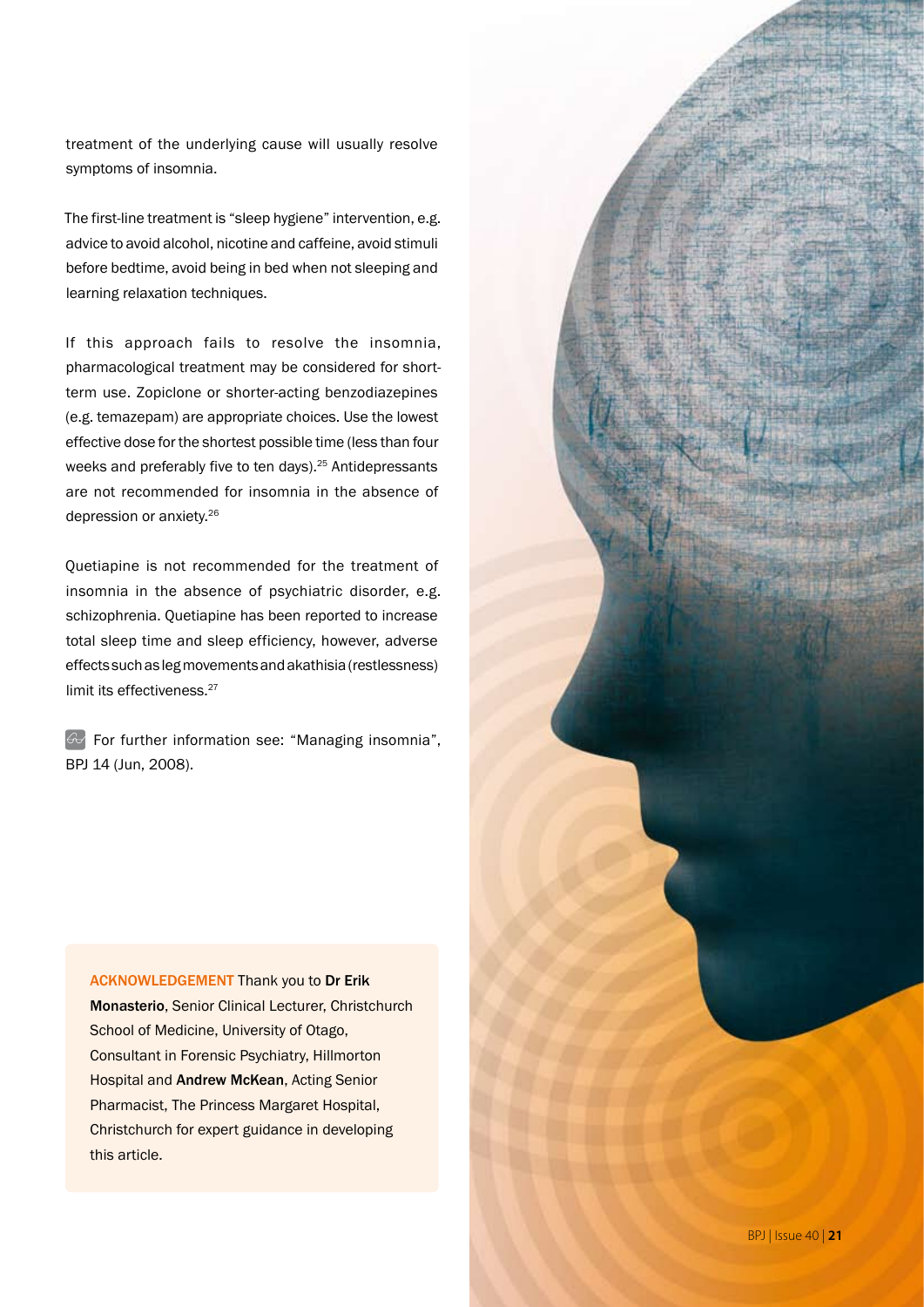treatment of the underlying cause will usually resolve symptoms of insomnia.

The first-line treatment is "sleep hygiene" intervention, e.g. advice to avoid alcohol, nicotine and caffeine, avoid stimuli before bedtime, avoid being in bed when not sleeping and learning relaxation techniques.

If this approach fails to resolve the insomnia, pharmacological treatment may be considered for short-term use. Zopiclone or shorter-acting benzodiazepines (e.g. temazepam) are appropriate choices. Use the lowest effective dose for the shortest possible time (less than four weeks and preferably five to ten days).[25] Antidepressants are not recommended for insomnia in the absence of depression or anxiety.[26]

Quetiapine is not recommended for the treatment of insomnia in the absence of psychiatric disorder, e.g. schizophrenia. Quetiapine has been reported to increase total sleep time and sleep efficiency, however, adverse effects such as leg movements and akathisia (restlessness) limit its effectiveness.[27]

For further information see: "Managing insomnia", BPJ 14 (Jun, 2008).

**ACKNOWLEDGEMENT** Thank you to **Dr Erik Monasterio**, Senior Clinical Lecturer, Christchurch School of Medicine, University of Otago, Consultant in Forensic Psychiatry, Hillmorton Hospital and **Andrew McKean**, Acting Senior Pharmacist, The Princess Margaret Hospital, Christchurch for expert guidance in developing this article.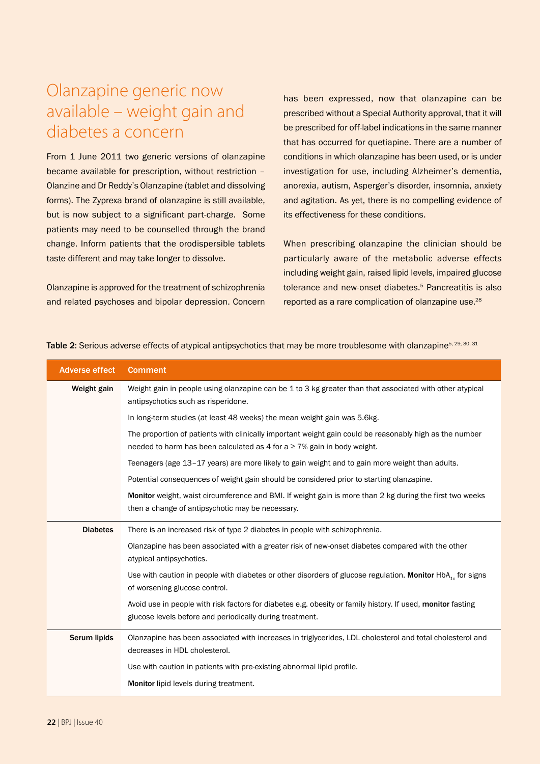## Olanzapine generic now available – weight gain and diabetes a concern

From 1 June 2011 two generic versions of olanzapine became available for prescription, without restriction – Olanzine and Dr Reddy's Olanzapine (tablet and dissolving forms). The Zyprexa brand of olanzapine is still available, but is now subject to a significant part-charge. Some patients may need to be counselled through the brand change. Inform patients that the orodispersible tablets taste different and may take longer to dissolve.

Olanzapine is approved for the treatment of schizophrenia and related psychoses and bipolar depression. Concern has been expressed, now that olanzapine can be prescribed without a Special Authority approval, that it will be prescribed for off-label indications in the same manner that has occurred for quetiapine. There are a number of conditions in which olanzapine has been used, or is under investigation for use, including Alzheimer's dementia, anorexia, autism, Asperger's disorder, insomnia, anxiety and agitation. As yet, there is no compelling evidence of its effectiveness for these conditions.

When prescribing olanzapine the clinician should be particularly aware of the metabolic adverse effects including weight gain, raised lipid levels, impaired glucose tolerance and new-onset diabetes.[5] Pancreatitis is also reported as a rare complication of olanzapine use.[28]

**Table 2:** Serious adverse effects of atypical antipsychotics that may be more troublesome with olanzapine[5, 29, 30, 31]

| Adverse effect | Comment |
|---|---|
| **Weight gain** | Weight gain in people using olanzapine can be 1 to 3 kg greater than that associated with other atypical antipsychotics such as risperidone. |
| | In long-term studies (at least 48 weeks) the mean weight gain was 5.6kg. |
| | The proportion of patients with clinically important weight gain could be reasonably high as the number needed to harm has been calculated as 4 for a ≥ 7% gain in body weight. |
| | Teenagers (age 13–17 years) are more likely to gain weight and to gain more weight than adults. |
| | Potential consequences of weight gain should be considered prior to starting olanzapine. |
| | **Monitor** weight, waist circumference and BMI. If weight gain is more than 2 kg during the first two weeks then a change of antipsychotic may be necessary. |
| **Diabetes** | There is an increased risk of type 2 diabetes in people with schizophrenia. |
| | Olanzapine has been associated with a greater risk of new-onset diabetes compared with the other atypical antipsychotics. |
| | Use with caution in people with diabetes or other disorders of glucose regulation. **Monitor** $HbA_{1c}$ for signs of worsening glucose control. |
| | Avoid use in people with risk factors for diabetes e.g. obesity or family history. If used, **monitor** fasting glucose levels before and periodically during treatment. |
| **Serum lipids** | Olanzapine has been associated with increases in triglycerides, LDL cholesterol and total cholesterol and decreases in HDL cholesterol. |
| | Use with caution in patients with pre-existing abnormal lipid profile. |
| | **Monitor** lipid levels during treatment. |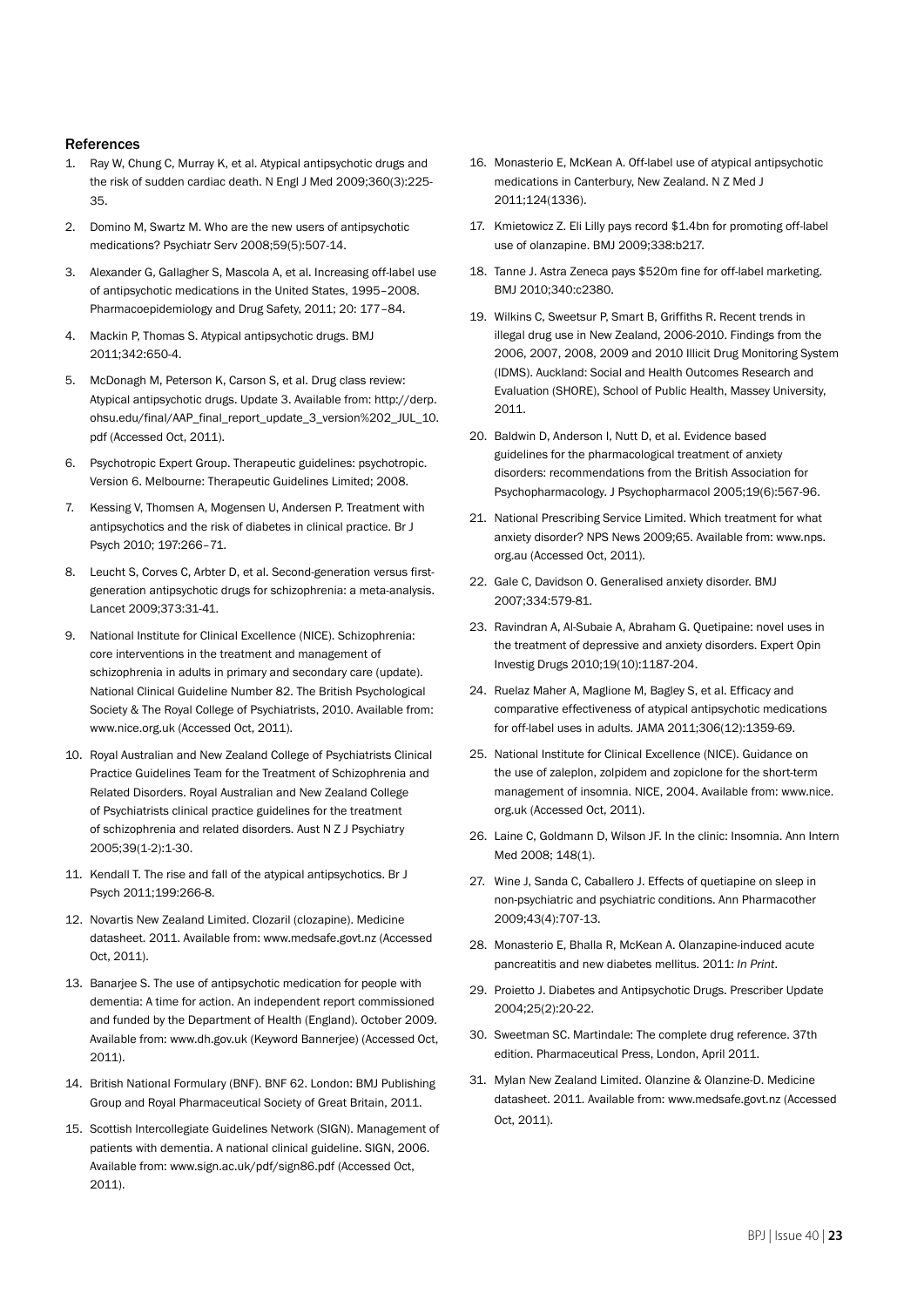## References

1. Ray W, Chung C, Murray K, et al. Atypical antipsychotic drugs and the risk of sudden cardiac death. N Engl J Med 2009;360(3):225-35.
2. Domino M, Swartz M. Who are the new users of antipsychotic medications? Psychiatr Serv 2008;59(5):507-14.
3. Alexander G, Gallagher S, Mascola A, et al. Increasing off-label use of antipsychotic medications in the United States, 1995–2008. Pharmacoepidemiology and Drug Safety, 2011; 20: 177–84.
4. Mackin P, Thomas S. Atypical antipsychotic drugs. BMJ 2011;342:650-4.
5. McDonagh M, Peterson K, Carson S, et al. Drug class review: Atypical antipsychotic drugs. Update 3. Available from: http://derp.ohsu.edu/final/AAP_final_report_update_3_version%202_JUL_10.pdf (Accessed Oct, 2011).
6. Psychotropic Expert Group. Therapeutic guidelines: psychotropic. Version 6. Melbourne: Therapeutic Guidelines Limited; 2008.
7. Kessing V, Thomsen A, Mogensen U, Andersen P. Treatment with antipsychotics and the risk of diabetes in clinical practice. Br J Psych 2010; 197:266–71.
8. Leucht S, Corves C, Arbter D, et al. Second-generation versus first-generation antipsychotic drugs for schizophrenia: a meta-analysis. Lancet 2009;373:31-41.
9. National Institute for Clinical Excellence (NICE). Schizophrenia: core interventions in the treatment and management of schizophrenia in adults in primary and secondary care (update). National Clinical Guideline Number 82. The British Psychological Society & The Royal College of Psychiatrists, 2010. Available from: www.nice.org.uk (Accessed Oct, 2011).
10. Royal Australian and New Zealand College of Psychiatrists Clinical Practice Guidelines Team for the Treatment of Schizophrenia and Related Disorders. Royal Australian and New Zealand College of Psychiatrists clinical practice guidelines for the treatment of schizophrenia and related disorders. Aust N Z J Psychiatry 2005;39(1-2):1-30.
11. Kendall T. The rise and fall of the atypical antipsychotics. Br J Psych 2011;199:266-8.
12. Novartis New Zealand Limited. Clozaril (clozapine). Medicine datasheet. 2011. Available from: www.medsafe.govt.nz (Accessed Oct, 2011).
13. Banarjee S. The use of antipsychotic medication for people with dementia: A time for action. An independent report commissioned and funded by the Department of Health (England). October 2009. Available from: www.dh.gov.uk (Keyword Bannerjee) (Accessed Oct, 2011).
14. British National Formulary (BNF). BNF 62. London: BMJ Publishing Group and Royal Pharmaceutical Society of Great Britain, 2011.
15. Scottish Intercollegiate Guidelines Network (SIGN). Management of patients with dementia. A national clinical guideline. SIGN, 2006. Available from: www.sign.ac.uk/pdf/sign86.pdf (Accessed Oct, 2011).
16. Monasterio E, McKean A. Off-label use of atypical antipsychotic medications in Canterbury, New Zealand. N Z Med J 2011;124(1336).
17. Kmietowicz Z. Eli Lilly pays record $1.4bn for promoting off-label use of olanzapine. BMJ 2009;338:b217.
18. Tanne J. Astra Zeneca pays $520m fine for off-label marketing. BMJ 2010;340:c2380.
19. Wilkins C, Sweetsur P, Smart B, Griffiths R. Recent trends in illegal drug use in New Zealand, 2006-2010. Findings from the 2006, 2007, 2008, 2009 and 2010 Illicit Drug Monitoring System (IDMS). Auckland: Social and Health Outcomes Research and Evaluation (SHORE), School of Public Health, Massey University, 2011.
20. Baldwin D, Anderson I, Nutt D, et al. Evidence based guidelines for the pharmacological treatment of anxiety disorders: recommendations from the British Association for Psychopharmacology. J Psychopharmacol 2005;19(6):567-96.
21. National Prescribing Service Limited. Which treatment for what anxiety disorder? NPS News 2009;65. Available from: www.nps.org.au (Accessed Oct, 2011).
22. Gale C, Davidson O. Generalised anxiety disorder. BMJ 2007;334:579-81.
23. Ravindran A, Al-Subaie A, Abraham G. Quetipaine: novel uses in the treatment of depressive and anxiety disorders. Expert Opin Investig Drugs 2010;19(10):1187-204.
24. Ruelaz Maher A, Maglione M, Bagley S, et al. Efficacy and comparative effectiveness of atypical antipsychotic medications for off-label uses in adults. JAMA 2011;306(12):1359-69.
25. National Institute for Clinical Excellence (NICE). Guidance on the use of zaleplon, zolpidem and zopiclone for the short-term management of insomnia. NICE, 2004. Available from: www.nice.org.uk (Accessed Oct, 2011).
26. Laine C, Goldmann D, Wilson JF. In the clinic: Insomnia. Ann Intern Med 2008; 148(1).
27. Wine J, Sanda C, Caballero J. Effects of quetiapine on sleep in non-psychiatric and psychiatric conditions. Ann Pharmacother 2009;43(4):707-13.
28. Monasterio E, Bhalla R, McKean A. Olanzapine-induced acute pancreatitis and new diabetes mellitus. 2011: *In Print*.
29. Proietto J. Diabetes and Antipsychotic Drugs. Prescriber Update 2004;25(2):20-22.
30. Sweetman SC. Martindale: The complete drug reference. 37th edition. Pharmaceutical Press, London, April 2011.
31. Mylan New Zealand Limited. Olanzine & Olanzine-D. Medicine datasheet. 2011. Available from: www.medsafe.govt.nz (Accessed Oct, 2011).